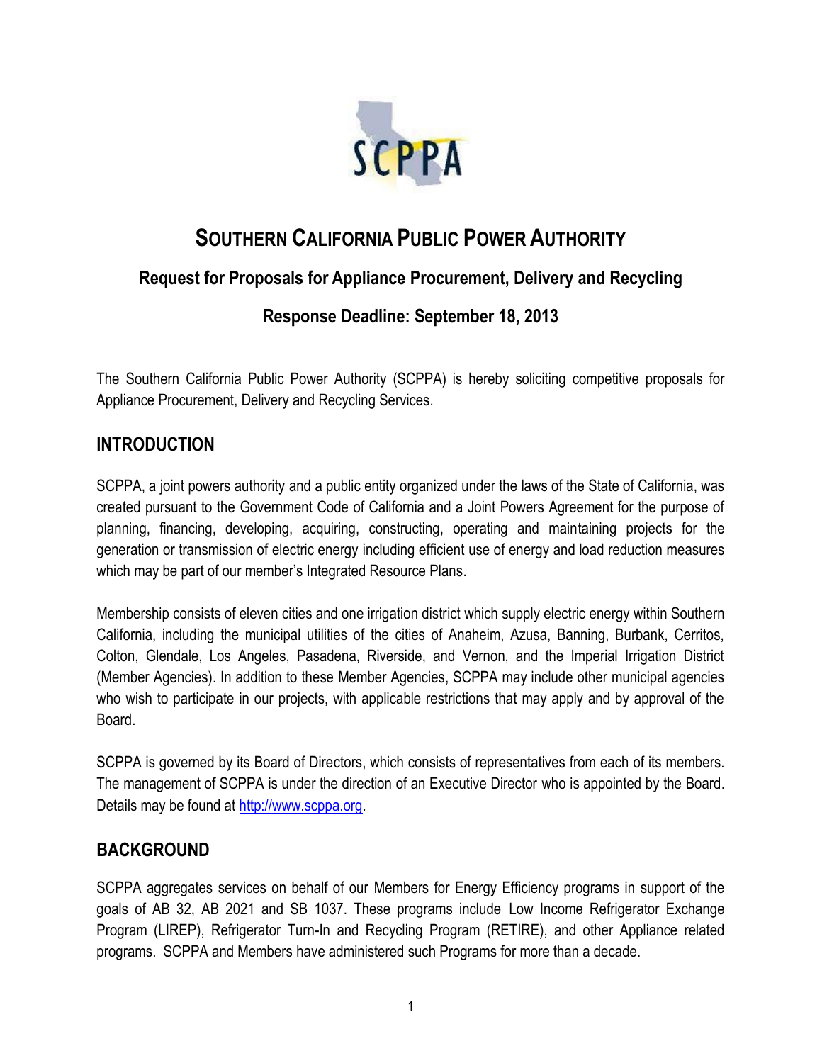# SOUTHERN CALIFORNIA PUBLIC POWER AUTHORITY

### Request for Proposals for Appliance Procurement, Delivery and Recycling

### Response Deadline: September 18, 2013

The Southern California Public Power Authority (SCPPA) is hereby soliciting competitive proposals for Appliance Procurement, Delivery and Recycling Services.

## INTRODUCTION

SCPPA, a joint powers authority and a public entity organized under the laws of the State of California, was created pursuant to the Government Code of California and a Joint Powers Agreement for the purpose of planning, financing, developing, acquiring, constructing, operating and maintaining projects for the generation or transmission of electric energy including efficient use of energy and load reduction measures which may be part of our member's Integrated Resource Plans.

Membership consists of eleven cities and one irrigation district which supply electric energy within Southern California, including the municipal utilities of the cities of Anaheim, Azusa, Banning, Burbank, Cerritos, Colton, Glendale, Los Angeles, Pasadena, Riverside, and Vernon, and the Imperial Irrigation District (Member Agencies). In addition to these Member Agencies, SCPPA may include other municipal agencies who wish to participate in our projects, with applicable restrictions that may apply and by approval of the Board.

SCPPA is governed by its Board of Directors, which consists of representatives from each of its members. The management of SCPPA is under the direction of an Executive Director who is appointed by the Board. Details may be found at http://www.scppa.org.

## BACKGROUND

SCPPA aggregates services on behalf of our Members for Energy Efficiency programs in support of the goals of AB 32, AB 2021 and SB 1037. These programs include Low Income Refrigerator Exchange Program (LIREP), Refrigerator Turn-In and Recycling Program (RETIRE), and other Appliance related programs. SCPPA and Members have administered such Programs for more than a decade.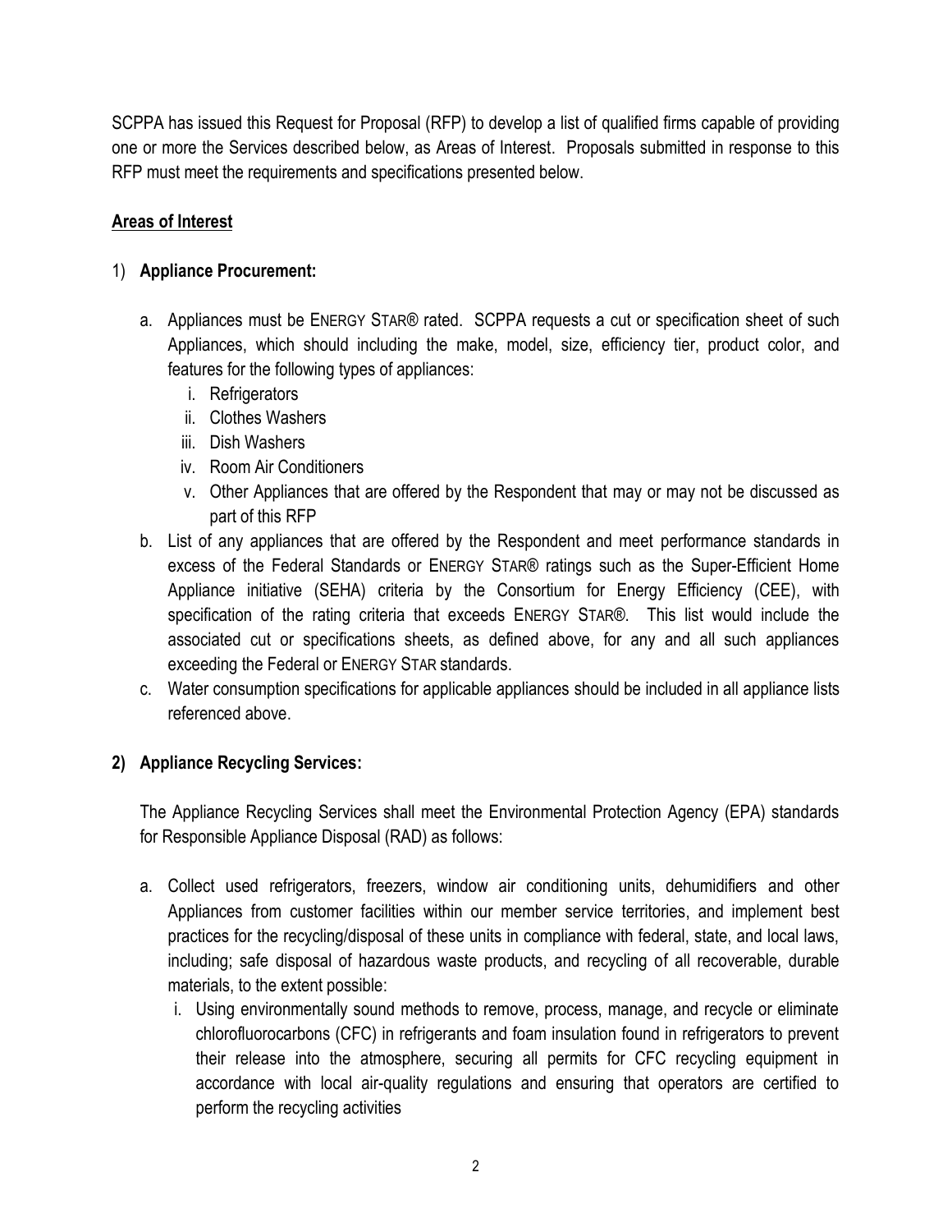SCPPA has issued this Request for Proposal (RFP) to develop a list of qualified firms capable of providing one or more the Services described below, as Areas of Interest. Proposals submitted in response to this RFP must meet the requirements and specifications presented below.

**Areas of Interest**

1) **Appliance Procurement:**

   a. Appliances must be ENERGY STAR® rated. SCPPA requests a cut or specification sheet of such Appliances, which should including the make, model, size, efficiency tier, product color, and features for the following types of appliances:
      i. Refrigerators
      ii. Clothes Washers
      iii. Dish Washers
      iv. Room Air Conditioners
      v. Other Appliances that are offered by the Respondent that may or may not be discussed as part of this RFP

   b. List of any appliances that are offered by the Respondent and meet performance standards in excess of the Federal Standards or ENERGY STAR® ratings such as the Super-Efficient Home Appliance initiative (SEHA) criteria by the Consortium for Energy Efficiency (CEE), with specification of the rating criteria that exceeds ENERGY STAR®. This list would include the associated cut or specifications sheets, as defined above, for any and all such appliances exceeding the Federal or ENERGY STAR standards.

   c. Water consumption specifications for applicable appliances should be included in all appliance lists referenced above.

2) **Appliance Recycling Services:**

   The Appliance Recycling Services shall meet the Environmental Protection Agency (EPA) standards for Responsible Appliance Disposal (RAD) as follows:

   a. Collect used refrigerators, freezers, window air conditioning units, dehumidifiers and other Appliances from customer facilities within our member service territories, and implement best practices for the recycling/disposal of these units in compliance with federal, state, and local laws, including; safe disposal of hazardous waste products, and recycling of all recoverable, durable materials, to the extent possible:
      i. Using environmentally sound methods to remove, process, manage, and recycle or eliminate chlorofluorocarbons (CFC) in refrigerants and foam insulation found in refrigerators to prevent their release into the atmosphere, securing all permits for CFC recycling equipment in accordance with local air-quality regulations and ensuring that operators are certified to perform the recycling activities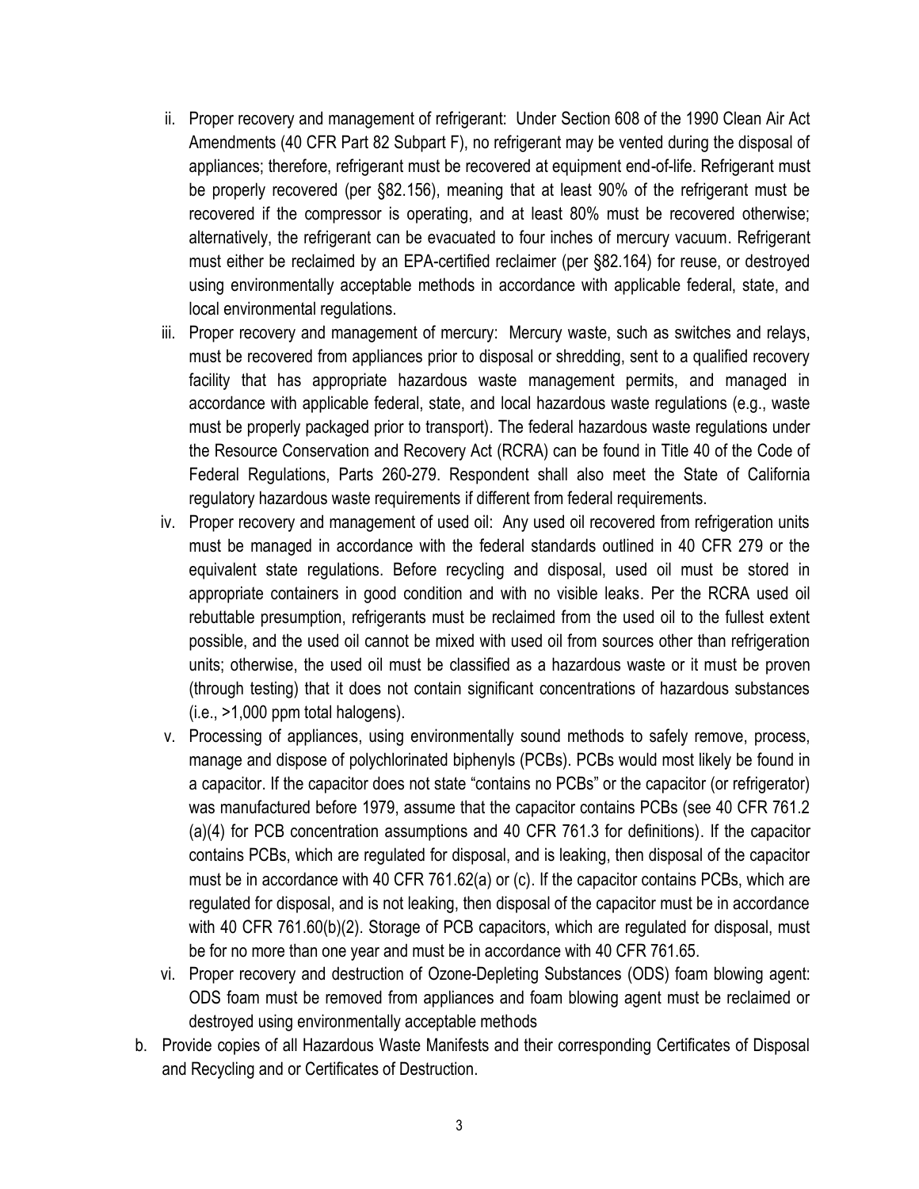ii. Proper recovery and management of refrigerant: Under Section 608 of the 1990 Clean Air Act Amendments (40 CFR Part 82 Subpart F), no refrigerant may be vented during the disposal of appliances; therefore, refrigerant must be recovered at equipment end-of-life. Refrigerant must be properly recovered (per §82.156), meaning that at least 90% of the refrigerant must be recovered if the compressor is operating, and at least 80% must be recovered otherwise; alternatively, the refrigerant can be evacuated to four inches of mercury vacuum. Refrigerant must either be reclaimed by an EPA-certified reclaimer (per §82.164) for reuse, or destroyed using environmentally acceptable methods in accordance with applicable federal, state, and local environmental regulations.

iii. Proper recovery and management of mercury: Mercury waste, such as switches and relays, must be recovered from appliances prior to disposal or shredding, sent to a qualified recovery facility that has appropriate hazardous waste management permits, and managed in accordance with applicable federal, state, and local hazardous waste regulations (e.g., waste must be properly packaged prior to transport). The federal hazardous waste regulations under the Resource Conservation and Recovery Act (RCRA) can be found in Title 40 of the Code of Federal Regulations, Parts 260-279. Respondent shall also meet the State of California regulatory hazardous waste requirements if different from federal requirements.

iv. Proper recovery and management of used oil: Any used oil recovered from refrigeration units must be managed in accordance with the federal standards outlined in 40 CFR 279 or the equivalent state regulations. Before recycling and disposal, used oil must be stored in appropriate containers in good condition and with no visible leaks. Per the RCRA used oil rebuttable presumption, refrigerants must be reclaimed from the used oil to the fullest extent possible, and the used oil cannot be mixed with used oil from sources other than refrigeration units; otherwise, the used oil must be classified as a hazardous waste or it must be proven (through testing) that it does not contain significant concentrations of hazardous substances (i.e., >1,000 ppm total halogens).

v. Processing of appliances, using environmentally sound methods to safely remove, process, manage and dispose of polychlorinated biphenyls (PCBs). PCBs would most likely be found in a capacitor. If the capacitor does not state "contains no PCBs" or the capacitor (or refrigerator) was manufactured before 1979, assume that the capacitor contains PCBs (see 40 CFR 761.2 (a)(4) for PCB concentration assumptions and 40 CFR 761.3 for definitions). If the capacitor contains PCBs, which are regulated for disposal, and is leaking, then disposal of the capacitor must be in accordance with 40 CFR 761.62(a) or (c). If the capacitor contains PCBs, which are regulated for disposal, and is not leaking, then disposal of the capacitor must be in accordance with 40 CFR 761.60(b)(2). Storage of PCB capacitors, which are regulated for disposal, must be for no more than one year and must be in accordance with 40 CFR 761.65.

vi. Proper recovery and destruction of Ozone-Depleting Substances (ODS) foam blowing agent: ODS foam must be removed from appliances and foam blowing agent must be reclaimed or destroyed using environmentally acceptable methods

b. Provide copies of all Hazardous Waste Manifests and their corresponding Certificates of Disposal and Recycling and or Certificates of Destruction.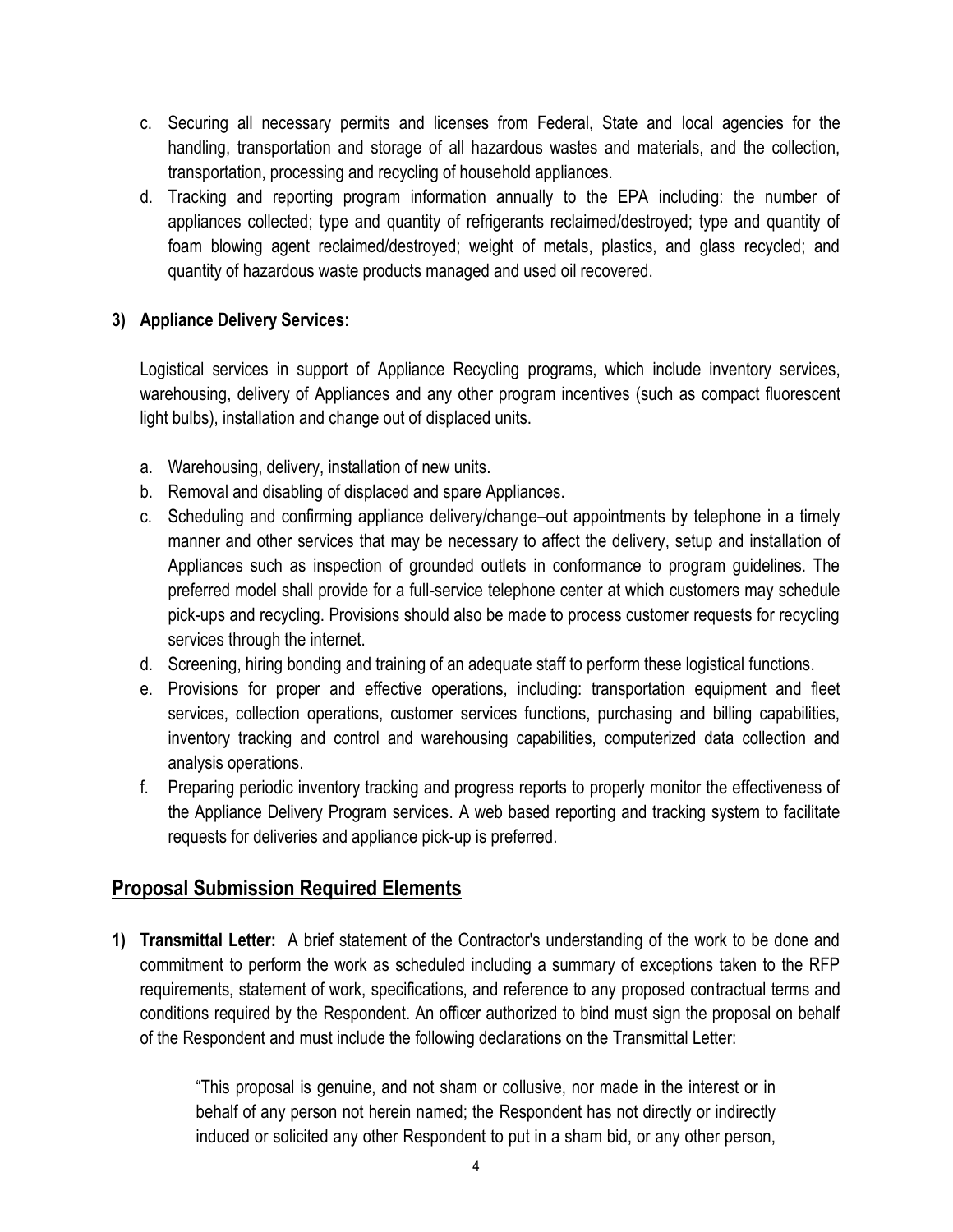c. Securing all necessary permits and licenses from Federal, State and local agencies for the handling, transportation and storage of all hazardous wastes and materials, and the collection, transportation, processing and recycling of household appliances.
d. Tracking and reporting program information annually to the EPA including: the number of appliances collected; type and quantity of refrigerants reclaimed/destroyed; type and quantity of foam blowing agent reclaimed/destroyed; weight of metals, plastics, and glass recycled; and quantity of hazardous waste products managed and used oil recovered.

**3) Appliance Delivery Services:**

Logistical services in support of Appliance Recycling programs, which include inventory services, warehousing, delivery of Appliances and any other program incentives (such as compact fluorescent light bulbs), installation and change out of displaced units.

a. Warehousing, delivery, installation of new units.
b. Removal and disabling of displaced and spare Appliances.
c. Scheduling and confirming appliance delivery/change–out appointments by telephone in a timely manner and other services that may be necessary to affect the delivery, setup and installation of Appliances such as inspection of grounded outlets in conformance to program guidelines. The preferred model shall provide for a full-service telephone center at which customers may schedule pick-ups and recycling. Provisions should also be made to process customer requests for recycling services through the internet.
d. Screening, hiring bonding and training of an adequate staff to perform these logistical functions.
e. Provisions for proper and effective operations, including: transportation equipment and fleet services, collection operations, customer services functions, purchasing and billing capabilities, inventory tracking and control and warehousing capabilities, computerized data collection and analysis operations.
f. Preparing periodic inventory tracking and progress reports to properly monitor the effectiveness of the Appliance Delivery Program services. A web based reporting and tracking system to facilitate requests for deliveries and appliance pick-up is preferred.

## Proposal Submission Required Elements

**1) Transmittal Letter:** A brief statement of the Contractor's understanding of the work to be done and commitment to perform the work as scheduled including a summary of exceptions taken to the RFP requirements, statement of work, specifications, and reference to any proposed contractual terms and conditions required by the Respondent. An officer authorized to bind must sign the proposal on behalf of the Respondent and must include the following declarations on the Transmittal Letter:

> "This proposal is genuine, and not sham or collusive, nor made in the interest or in behalf of any person not herein named; the Respondent has not directly or indirectly induced or solicited any other Respondent to put in a sham bid, or any other person,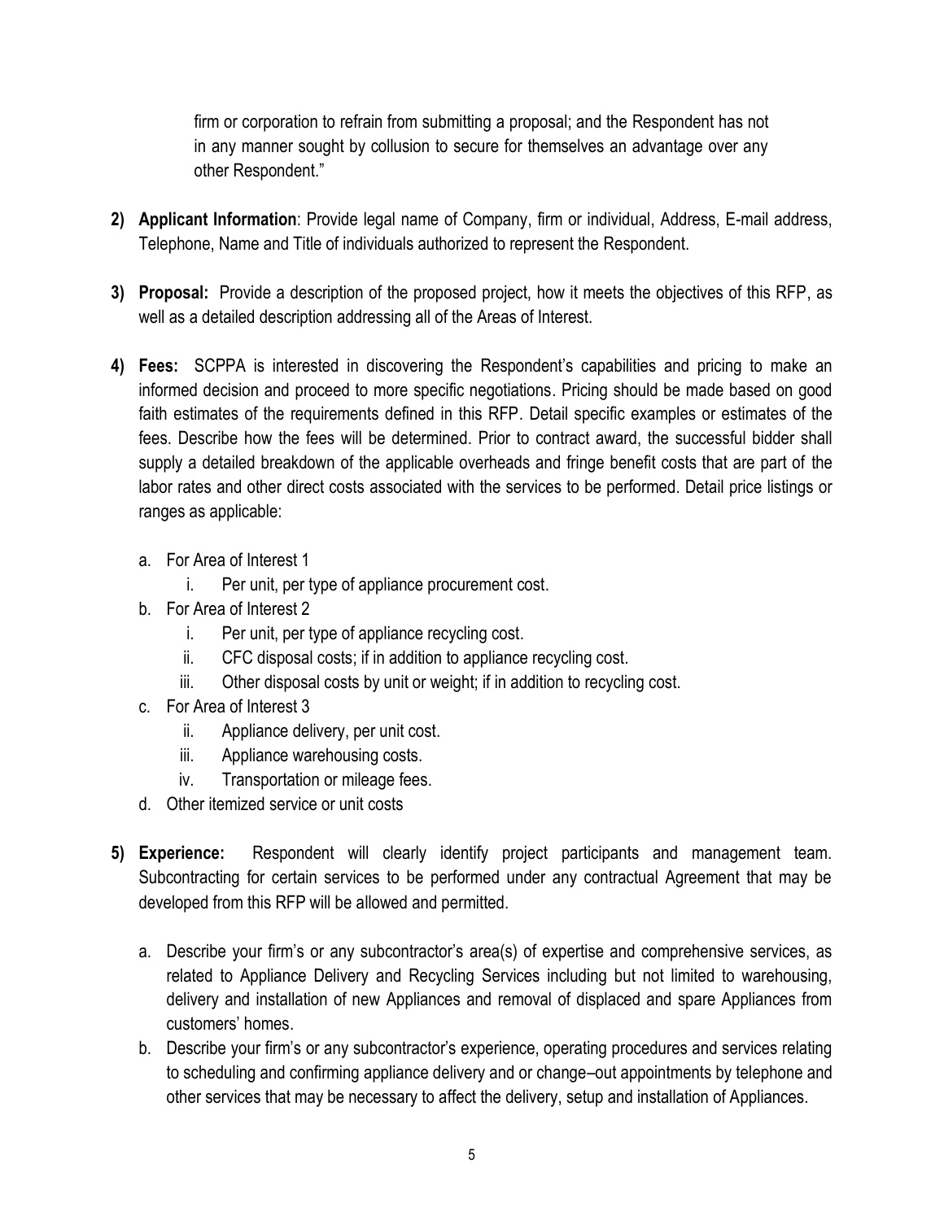firm or corporation to refrain from submitting a proposal; and the Respondent has not in any manner sought by collusion to secure for themselves an advantage over any other Respondent."

2) **Applicant Information**: Provide legal name of Company, firm or individual, Address, E-mail address, Telephone, Name and Title of individuals authorized to represent the Respondent.

3) **Proposal:** Provide a description of the proposed project, how it meets the objectives of this RFP, as well as a detailed description addressing all of the Areas of Interest.

4) **Fees:** SCPPA is interested in discovering the Respondent's capabilities and pricing to make an informed decision and proceed to more specific negotiations. Pricing should be made based on good faith estimates of the requirements defined in this RFP. Detail specific examples or estimates of the fees. Describe how the fees will be determined. Prior to contract award, the successful bidder shall supply a detailed breakdown of the applicable overheads and fringe benefit costs that are part of the labor rates and other direct costs associated with the services to be performed. Detail price listings or ranges as applicable:

   a. For Area of Interest 1
      i. Per unit, per type of appliance procurement cost.
   b. For Area of Interest 2
      i. Per unit, per type of appliance recycling cost.
      ii. CFC disposal costs; if in addition to appliance recycling cost.
      iii. Other disposal costs by unit or weight; if in addition to recycling cost.
   c. For Area of Interest 3
      ii. Appliance delivery, per unit cost.
      iii. Appliance warehousing costs.
      iv. Transportation or mileage fees.
   d. Other itemized service or unit costs

5) **Experience:** Respondent will clearly identify project participants and management team. Subcontracting for certain services to be performed under any contractual Agreement that may be developed from this RFP will be allowed and permitted.

   a. Describe your firm's or any subcontractor's area(s) of expertise and comprehensive services, as related to Appliance Delivery and Recycling Services including but not limited to warehousing, delivery and installation of new Appliances and removal of displaced and spare Appliances from customers' homes.
   b. Describe your firm's or any subcontractor's experience, operating procedures and services relating to scheduling and confirming appliance delivery and or change–out appointments by telephone and other services that may be necessary to affect the delivery, setup and installation of Appliances.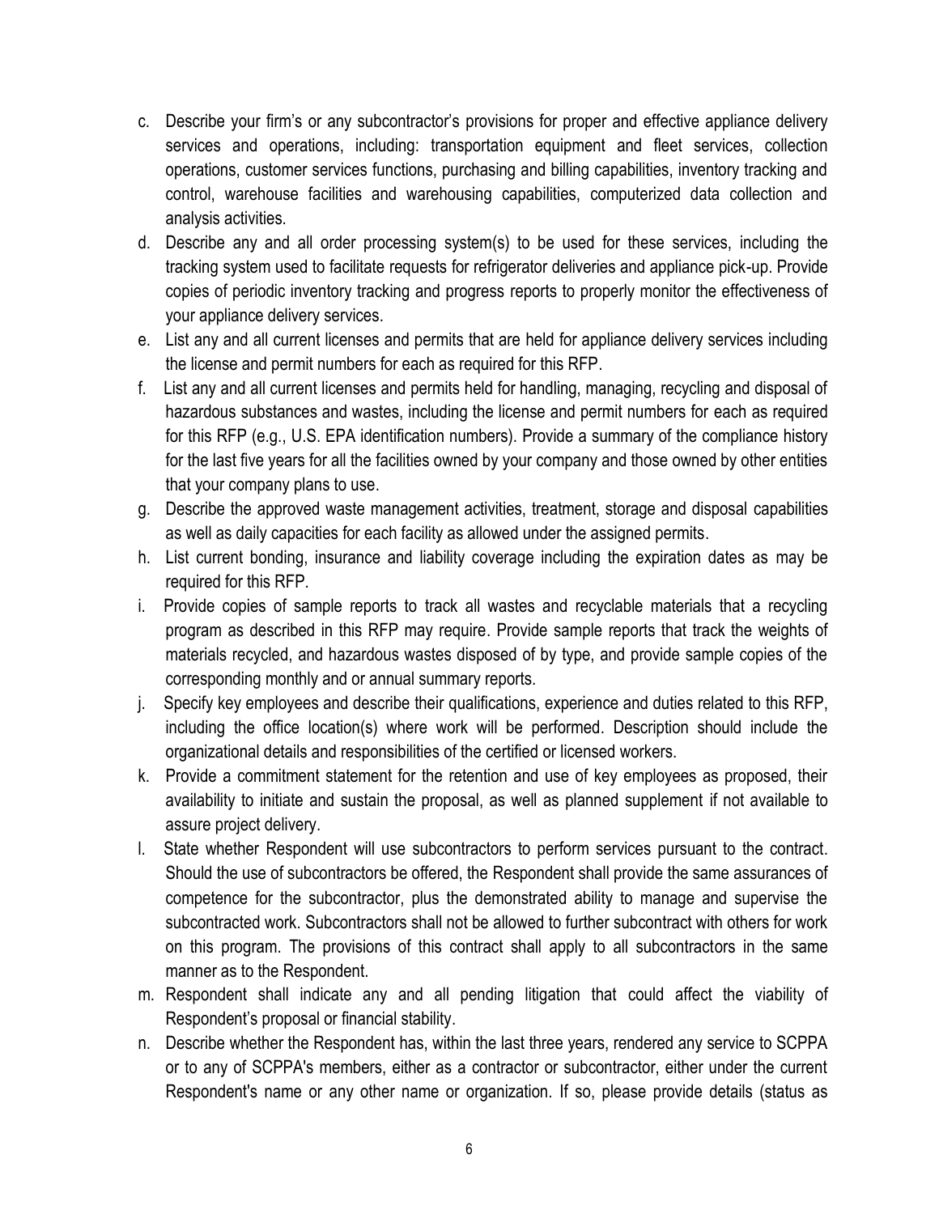c. Describe your firm's or any subcontractor's provisions for proper and effective appliance delivery services and operations, including: transportation equipment and fleet services, collection operations, customer services functions, purchasing and billing capabilities, inventory tracking and control, warehouse facilities and warehousing capabilities, computerized data collection and analysis activities.

d. Describe any and all order processing system(s) to be used for these services, including the tracking system used to facilitate requests for refrigerator deliveries and appliance pick-up. Provide copies of periodic inventory tracking and progress reports to properly monitor the effectiveness of your appliance delivery services.

e. List any and all current licenses and permits that are held for appliance delivery services including the license and permit numbers for each as required for this RFP.

f. List any and all current licenses and permits held for handling, managing, recycling and disposal of hazardous substances and wastes, including the license and permit numbers for each as required for this RFP (e.g., U.S. EPA identification numbers). Provide a summary of the compliance history for the last five years for all the facilities owned by your company and those owned by other entities that your company plans to use.

g. Describe the approved waste management activities, treatment, storage and disposal capabilities as well as daily capacities for each facility as allowed under the assigned permits.

h. List current bonding, insurance and liability coverage including the expiration dates as may be required for this RFP.

i. Provide copies of sample reports to track all wastes and recyclable materials that a recycling program as described in this RFP may require. Provide sample reports that track the weights of materials recycled, and hazardous wastes disposed of by type, and provide sample copies of the corresponding monthly and or annual summary reports.

j. Specify key employees and describe their qualifications, experience and duties related to this RFP, including the office location(s) where work will be performed. Description should include the organizational details and responsibilities of the certified or licensed workers.

k. Provide a commitment statement for the retention and use of key employees as proposed, their availability to initiate and sustain the proposal, as well as planned supplement if not available to assure project delivery.

l. State whether Respondent will use subcontractors to perform services pursuant to the contract. Should the use of subcontractors be offered, the Respondent shall provide the same assurances of competence for the subcontractor, plus the demonstrated ability to manage and supervise the subcontracted work. Subcontractors shall not be allowed to further subcontract with others for work on this program. The provisions of this contract shall apply to all subcontractors in the same manner as to the Respondent.

m. Respondent shall indicate any and all pending litigation that could affect the viability of Respondent's proposal or financial stability.

n. Describe whether the Respondent has, within the last three years, rendered any service to SCPPA or to any of SCPPA's members, either as a contractor or subcontractor, either under the current Respondent's name or any other name or organization. If so, please provide details (status as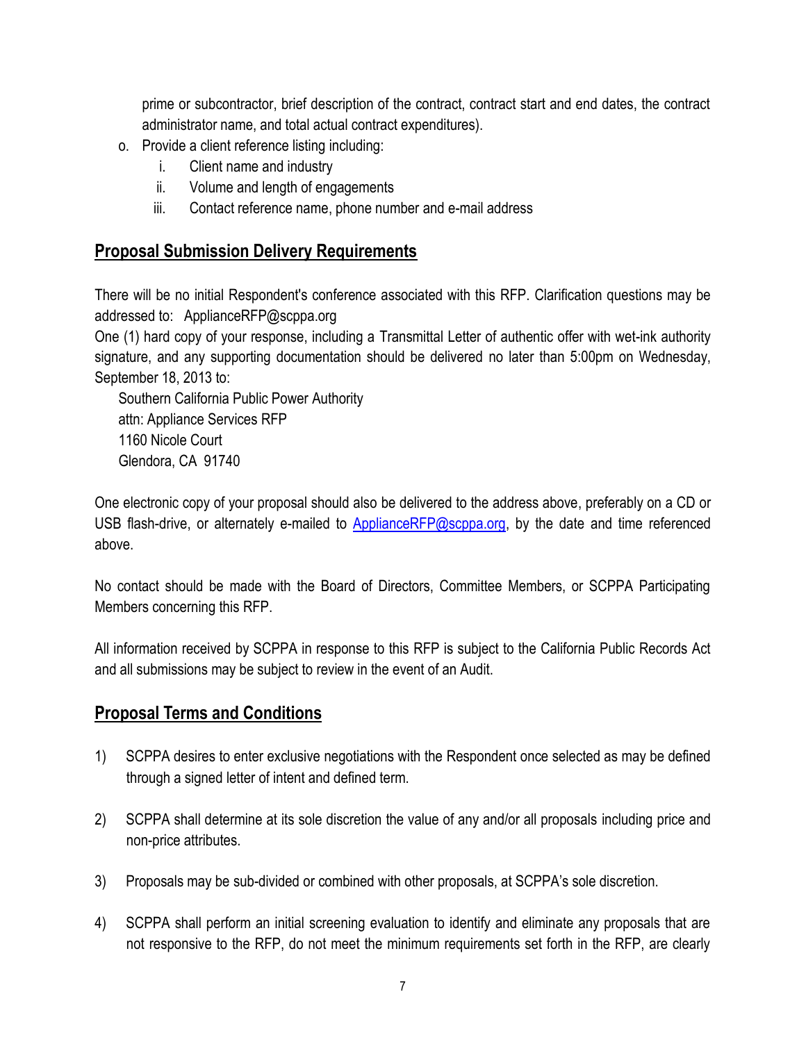prime or subcontractor, brief description of the contract, contract start and end dates, the contract administrator name, and total actual contract expenditures).

o. Provide a client reference listing including:
   i. Client name and industry
   ii. Volume and length of engagements
   iii. Contact reference name, phone number and e-mail address

## Proposal Submission Delivery Requirements

There will be no initial Respondent's conference associated with this RFP. Clarification questions may be addressed to: ApplianceRFP@scppa.org

One (1) hard copy of your response, including a Transmittal Letter of authentic offer with wet-ink authority signature, and any supporting documentation should be delivered no later than 5:00pm on Wednesday, September 18, 2013 to:

Southern California Public Power Authority
attn: Appliance Services RFP
1160 Nicole Court
Glendora, CA 91740

One electronic copy of your proposal should also be delivered to the address above, preferably on a CD or USB flash-drive, or alternately e-mailed to ApplianceRFP@scppa.org, by the date and time referenced above.

No contact should be made with the Board of Directors, Committee Members, or SCPPA Participating Members concerning this RFP.

All information received by SCPPA in response to this RFP is subject to the California Public Records Act and all submissions may be subject to review in the event of an Audit.

## Proposal Terms and Conditions

1) SCPPA desires to enter exclusive negotiations with the Respondent once selected as may be defined through a signed letter of intent and defined term.

2) SCPPA shall determine at its sole discretion the value of any and/or all proposals including price and non-price attributes.

3) Proposals may be sub-divided or combined with other proposals, at SCPPA's sole discretion.

4) SCPPA shall perform an initial screening evaluation to identify and eliminate any proposals that are not responsive to the RFP, do not meet the minimum requirements set forth in the RFP, are clearly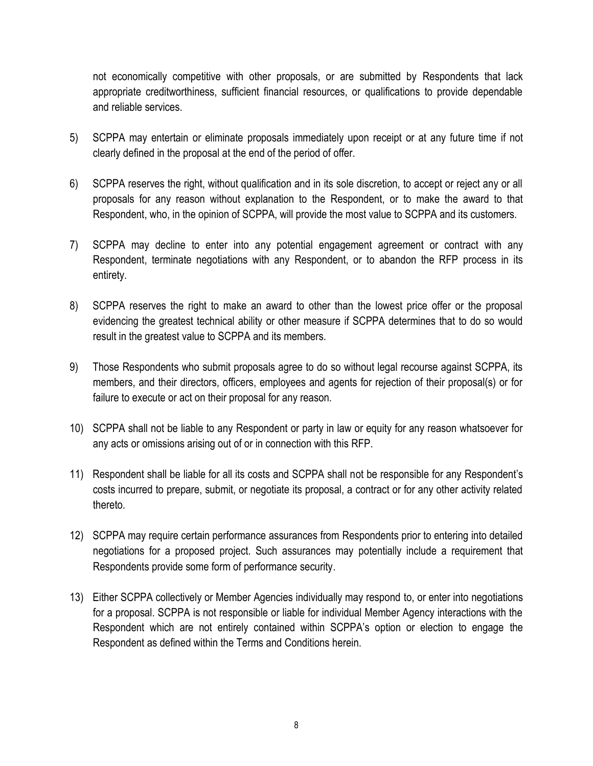not economically competitive with other proposals, or are submitted by Respondents that lack appropriate creditworthiness, sufficient financial resources, or qualifications to provide dependable and reliable services.

5) SCPPA may entertain or eliminate proposals immediately upon receipt or at any future time if not clearly defined in the proposal at the end of the period of offer.

6) SCPPA reserves the right, without qualification and in its sole discretion, to accept or reject any or all proposals for any reason without explanation to the Respondent, or to make the award to that Respondent, who, in the opinion of SCPPA, will provide the most value to SCPPA and its customers.

7) SCPPA may decline to enter into any potential engagement agreement or contract with any Respondent, terminate negotiations with any Respondent, or to abandon the RFP process in its entirety.

8) SCPPA reserves the right to make an award to other than the lowest price offer or the proposal evidencing the greatest technical ability or other measure if SCPPA determines that to do so would result in the greatest value to SCPPA and its members.

9) Those Respondents who submit proposals agree to do so without legal recourse against SCPPA, its members, and their directors, officers, employees and agents for rejection of their proposal(s) or for failure to execute or act on their proposal for any reason.

10) SCPPA shall not be liable to any Respondent or party in law or equity for any reason whatsoever for any acts or omissions arising out of or in connection with this RFP.

11) Respondent shall be liable for all its costs and SCPPA shall not be responsible for any Respondent's costs incurred to prepare, submit, or negotiate its proposal, a contract or for any other activity related thereto.

12) SCPPA may require certain performance assurances from Respondents prior to entering into detailed negotiations for a proposed project. Such assurances may potentially include a requirement that Respondents provide some form of performance security.

13) Either SCPPA collectively or Member Agencies individually may respond to, or enter into negotiations for a proposal. SCPPA is not responsible or liable for individual Member Agency interactions with the Respondent which are not entirely contained within SCPPA's option or election to engage the Respondent as defined within the Terms and Conditions herein.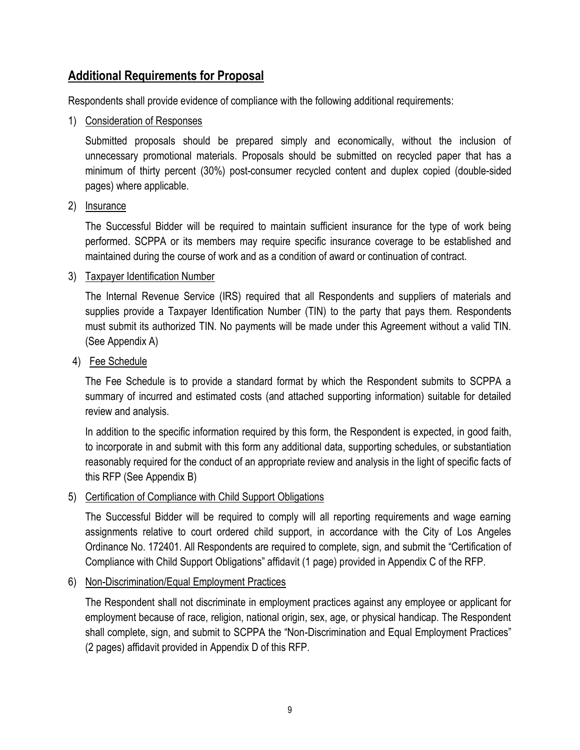## Additional Requirements for Proposal

Respondents shall provide evidence of compliance with the following additional requirements:

1) Consideration of Responses

   Submitted proposals should be prepared simply and economically, without the inclusion of unnecessary promotional materials. Proposals should be submitted on recycled paper that has a minimum of thirty percent (30%) post-consumer recycled content and duplex copied (double-sided pages) where applicable.

2) Insurance

   The Successful Bidder will be required to maintain sufficient insurance for the type of work being performed. SCPPA or its members may require specific insurance coverage to be established and maintained during the course of work and as a condition of award or continuation of contract.

3) Taxpayer Identification Number

   The Internal Revenue Service (IRS) required that all Respondents and suppliers of materials and supplies provide a Taxpayer Identification Number (TIN) to the party that pays them. Respondents must submit its authorized TIN. No payments will be made under this Agreement without a valid TIN. (See Appendix A)

4) Fee Schedule

   The Fee Schedule is to provide a standard format by which the Respondent submits to SCPPA a summary of incurred and estimated costs (and attached supporting information) suitable for detailed review and analysis.

   In addition to the specific information required by this form, the Respondent is expected, in good faith, to incorporate in and submit with this form any additional data, supporting schedules, or substantiation reasonably required for the conduct of an appropriate review and analysis in the light of specific facts of this RFP (See Appendix B)

5) Certification of Compliance with Child Support Obligations

   The Successful Bidder will be required to comply will all reporting requirements and wage earning assignments relative to court ordered child support, in accordance with the City of Los Angeles Ordinance No. 172401. All Respondents are required to complete, sign, and submit the "Certification of Compliance with Child Support Obligations" affidavit (1 page) provided in Appendix C of the RFP.

6) Non-Discrimination/Equal Employment Practices

   The Respondent shall not discriminate in employment practices against any employee or applicant for employment because of race, religion, national origin, sex, age, or physical handicap. The Respondent shall complete, sign, and submit to SCPPA the "Non-Discrimination and Equal Employment Practices" (2 pages) affidavit provided in Appendix D of this RFP.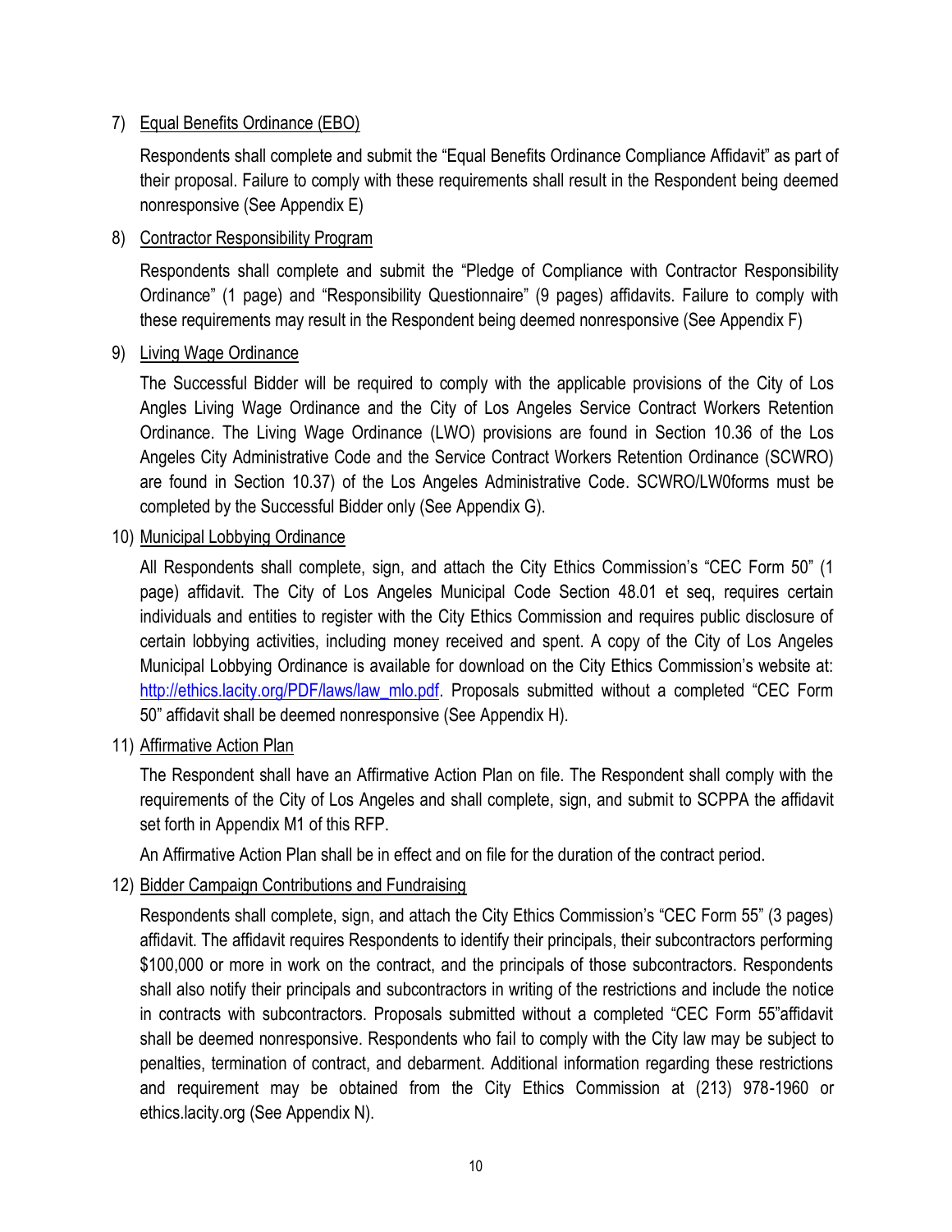7) <u>Equal Benefits Ordinance (EBO)</u>

   Respondents shall complete and submit the "Equal Benefits Ordinance Compliance Affidavit" as part of their proposal. Failure to comply with these requirements shall result in the Respondent being deemed nonresponsive (See Appendix E)

8) <u>Contractor Responsibility Program</u>

   Respondents shall complete and submit the "Pledge of Compliance with Contractor Responsibility Ordinance" (1 page) and "Responsibility Questionnaire" (9 pages) affidavits. Failure to comply with these requirements may result in the Respondent being deemed nonresponsive (See Appendix F)

9) <u>Living Wage Ordinance</u>

   The Successful Bidder will be required to comply with the applicable provisions of the City of Los Angles Living Wage Ordinance and the City of Los Angeles Service Contract Workers Retention Ordinance. The Living Wage Ordinance (LWO) provisions are found in Section 10.36 of the Los Angeles City Administrative Code and the Service Contract Workers Retention Ordinance (SCWRO) are found in Section 10.37) of the Los Angeles Administrative Code. SCWRO/LW0forms must be completed by the Successful Bidder only (See Appendix G).

10) <u>Municipal Lobbying Ordinance</u>

    All Respondents shall complete, sign, and attach the City Ethics Commission's "CEC Form 50" (1 page) affidavit. The City of Los Angeles Municipal Code Section 48.01 et seq, requires certain individuals and entities to register with the City Ethics Commission and requires public disclosure of certain lobbying activities, including money received and spent. A copy of the City of Los Angeles Municipal Lobbying Ordinance is available for download on the City Ethics Commission's website at: [http://ethics.lacity.org/PDF/laws/law_mlo.pdf](http://ethics.lacity.org/PDF/laws/law_mlo.pdf). Proposals submitted without a completed "CEC Form 50" affidavit shall be deemed nonresponsive (See Appendix H).

11) <u>Affirmative Action Plan</u>

    The Respondent shall have an Affirmative Action Plan on file. The Respondent shall comply with the requirements of the City of Los Angeles and shall complete, sign, and submit to SCPPA the affidavit set forth in Appendix M1 of this RFP.

    An Affirmative Action Plan shall be in effect and on file for the duration of the contract period.

12) <u>Bidder Campaign Contributions and Fundraising</u>

    Respondents shall complete, sign, and attach the City Ethics Commission's "CEC Form 55" (3 pages) affidavit. The affidavit requires Respondents to identify their principals, their subcontractors performing $100,000 or more in work on the contract, and the principals of those subcontractors. Respondents shall also notify their principals and subcontractors in writing of the restrictions and include the notice in contracts with subcontractors. Proposals submitted without a completed "CEC Form 55"affidavit shall be deemed nonresponsive. Respondents who fail to comply with the City law may be subject to penalties, termination of contract, and debarment. Additional information regarding these restrictions and requirement may be obtained from the City Ethics Commission at (213) 978-1960 or ethics.lacity.org (See Appendix N).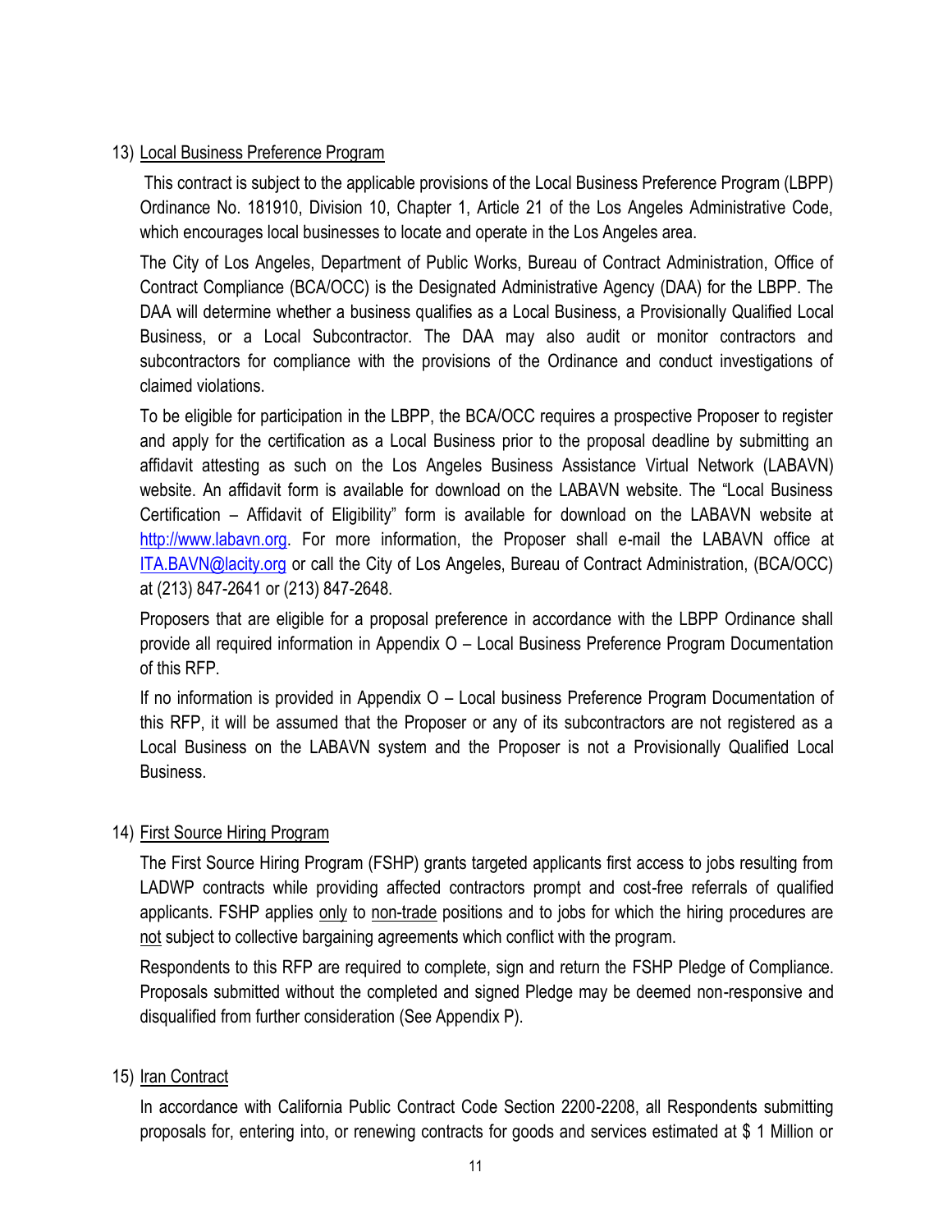13) Local Business Preference Program

This contract is subject to the applicable provisions of the Local Business Preference Program (LBPP) Ordinance No. 181910, Division 10, Chapter 1, Article 21 of the Los Angeles Administrative Code, which encourages local businesses to locate and operate in the Los Angeles area.

The City of Los Angeles, Department of Public Works, Bureau of Contract Administration, Office of Contract Compliance (BCA/OCC) is the Designated Administrative Agency (DAA) for the LBPP. The DAA will determine whether a business qualifies as a Local Business, a Provisionally Qualified Local Business, or a Local Subcontractor. The DAA may also audit or monitor contractors and subcontractors for compliance with the provisions of the Ordinance and conduct investigations of claimed violations.

To be eligible for participation in the LBPP, the BCA/OCC requires a prospective Proposer to register and apply for the certification as a Local Business prior to the proposal deadline by submitting an affidavit attesting as such on the Los Angeles Business Assistance Virtual Network (LABAVN) website. An affidavit form is available for download on the LABAVN website. The "Local Business Certification – Affidavit of Eligibility" form is available for download on the LABAVN website at http://www.labavn.org. For more information, the Proposer shall e-mail the LABAVN office at ITA.BAVN@lacity.org or call the City of Los Angeles, Bureau of Contract Administration, (BCA/OCC) at (213) 847-2641 or (213) 847-2648.

Proposers that are eligible for a proposal preference in accordance with the LBPP Ordinance shall provide all required information in Appendix O – Local Business Preference Program Documentation of this RFP.

If no information is provided in Appendix O – Local business Preference Program Documentation of this RFP, it will be assumed that the Proposer or any of its subcontractors are not registered as a Local Business on the LABAVN system and the Proposer is not a Provisionally Qualified Local Business.

14) First Source Hiring Program

The First Source Hiring Program (FSHP) grants targeted applicants first access to jobs resulting from LADWP contracts while providing affected contractors prompt and cost-free referrals of qualified applicants. FSHP applies only to non-trade positions and to jobs for which the hiring procedures are not subject to collective bargaining agreements which conflict with the program.

Respondents to this RFP are required to complete, sign and return the FSHP Pledge of Compliance. Proposals submitted without the completed and signed Pledge may be deemed non-responsive and disqualified from further consideration (See Appendix P).

15) Iran Contract

In accordance with California Public Contract Code Section 2200-2208, all Respondents submitting proposals for, entering into, or renewing contracts for goods and services estimated at $ 1 Million or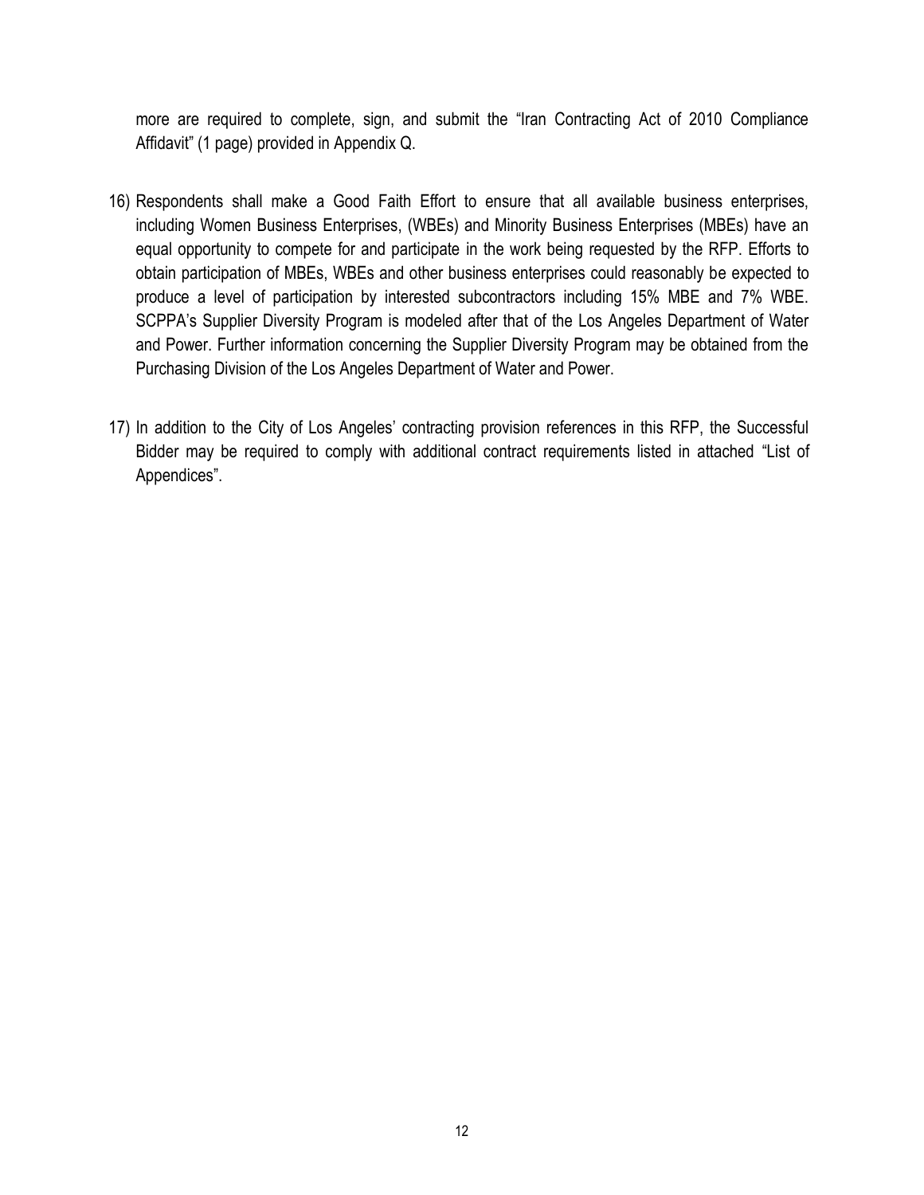more are required to complete, sign, and submit the "Iran Contracting Act of 2010 Compliance Affidavit" (1 page) provided in Appendix Q.

16) Respondents shall make a Good Faith Effort to ensure that all available business enterprises, including Women Business Enterprises, (WBEs) and Minority Business Enterprises (MBEs) have an equal opportunity to compete for and participate in the work being requested by the RFP. Efforts to obtain participation of MBEs, WBEs and other business enterprises could reasonably be expected to produce a level of participation by interested subcontractors including 15% MBE and 7% WBE. SCPPA's Supplier Diversity Program is modeled after that of the Los Angeles Department of Water and Power. Further information concerning the Supplier Diversity Program may be obtained from the Purchasing Division of the Los Angeles Department of Water and Power.

17) In addition to the City of Los Angeles' contracting provision references in this RFP, the Successful Bidder may be required to comply with additional contract requirements listed in attached "List of Appendices".